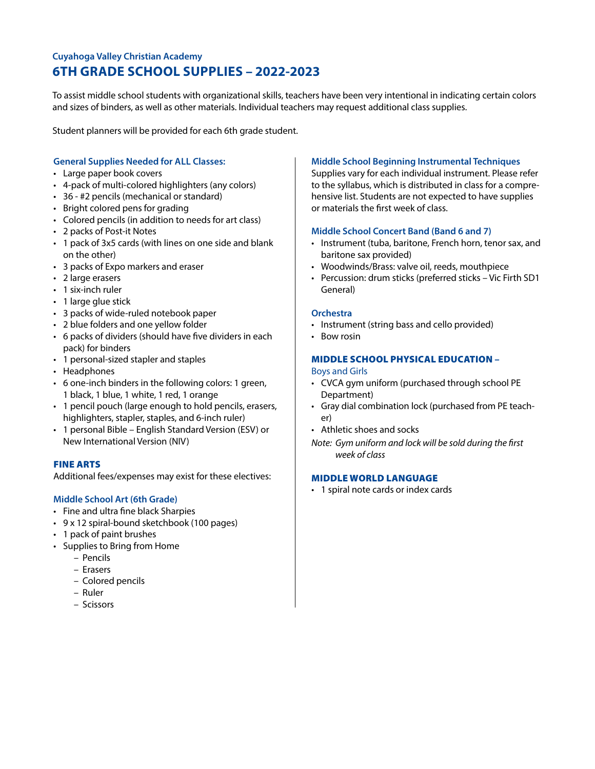### Cuyahoga Valley Christian Academy

# 6TH GRADE SCHOOL SUPPLIES – 2022-2023

To assist middle school students with organizational skills, teachers have been very intentional in indicating certain colors and sizes of binders, as well as other materials. Individual teachers may request additional class supplies.

Student planners will be provided for each 6th grade student.

### General Supplies Needed for ALL Classes:

- Large paper book covers
- 4-pack of multi-colored highlighters (any colors)
- 36 - #2 pencils (mechanical or standard)
- Bright colored pens for grading
- Colored pencils (in addition to needs for art class)
- 2 packs of Post-it Notes
- 1 pack of 3x5 cards (with lines on one side and blank on the other)
- 3 packs of Expo markers and eraser
- 2 large erasers
- 1 six-inch ruler
- 1 large glue stick
- 3 packs of wide-ruled notebook paper
- 2 blue folders and one yellow folder
- 6 packs of dividers (should have five dividers in each pack) for binders
- 1 personal-sized stapler and staples
- Headphones
- 6 one-inch binders in the following colors: 1 green, 1 black, 1 blue, 1 white, 1 red, 1 orange
- 1 pencil pouch (large enough to hold pencils, erasers, highlighters, stapler, staples, and 6-inch ruler)
- 1 personal Bible – English Standard Version (ESV) or New International Version (NIV)

## FINE ARTS

Additional fees/expenses may exist for these electives:

### Middle School Art (6th Grade)

- Fine and ultra fine black Sharpies
- 9 x 12 spiral-bound sketchbook (100 pages)
- 1 pack of paint brushes
- Supplies to Bring from Home
  - Pencils
  - Erasers
  - Colored pencils
  - Ruler
  - Scissors

### Middle School Beginning Instrumental Techniques

Supplies vary for each individual instrument. Please refer to the syllabus, which is distributed in class for a comprehensive list. Students are not expected to have supplies or materials the first week of class.

### Middle School Concert Band (Band 6 and 7)

- Instrument (tuba, baritone, French horn, tenor sax, and baritone sax provided)
- Woodwinds/Brass: valve oil, reeds, mouthpiece
- Percussion: drum sticks (preferred sticks – Vic Firth SD1 General)

### Orchestra

- Instrument (string bass and cello provided)
- Bow rosin

## MIDDLE SCHOOL PHYSICAL EDUCATION – Boys and Girls

- CVCA gym uniform (purchased through school PE Department)
- Gray dial combination lock (purchased from PE teacher)
- Athletic shoes and socks

*Note: Gym uniform and lock will be sold during the first week of class*

## MIDDLE WORLD LANGUAGE

- 1 spiral note cards or index cards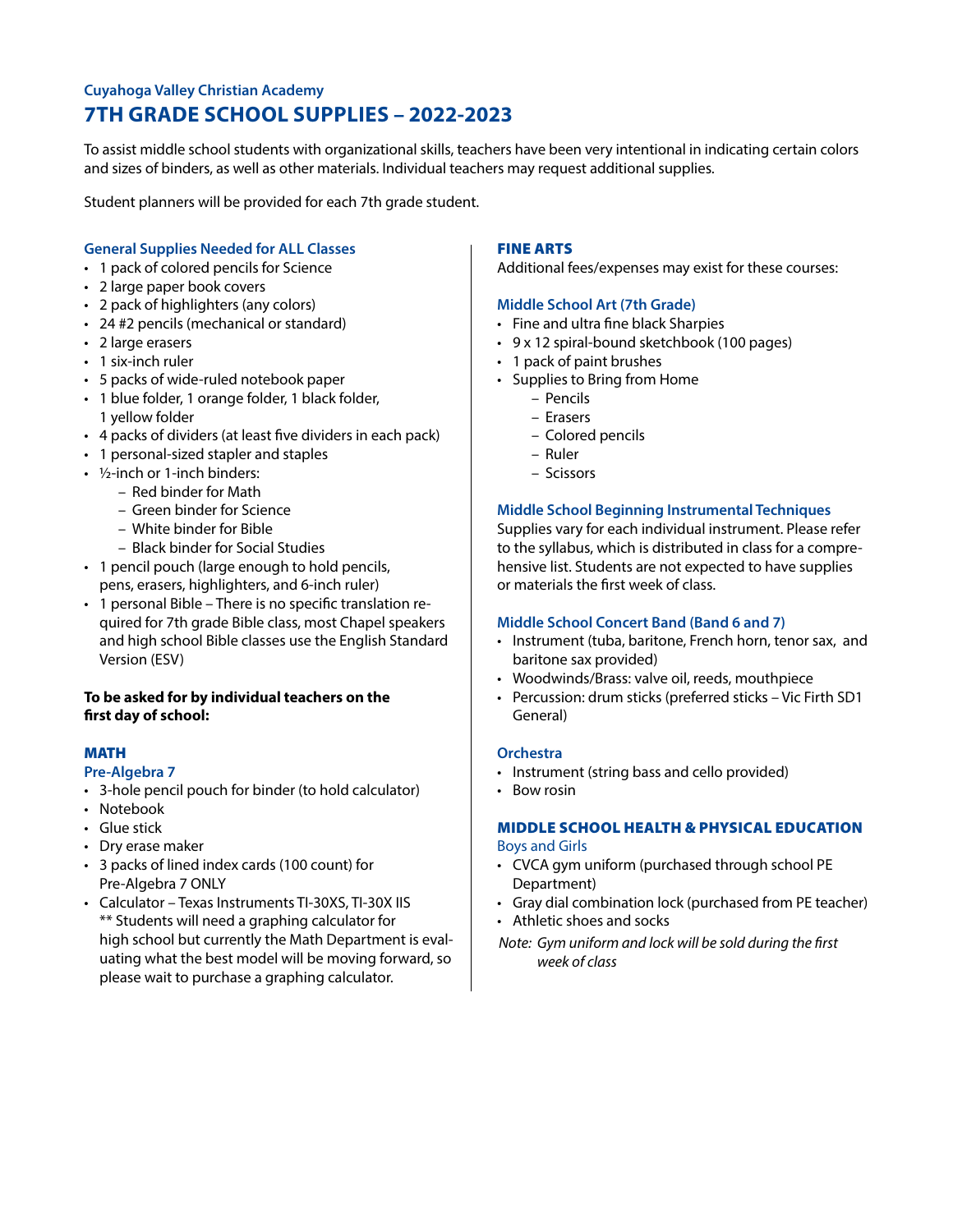**Cuyahoga Valley Christian Academy**

# 7TH GRADE SCHOOL SUPPLIES – 2022-2023

To assist middle school students with organizational skills, teachers have been very intentional in indicating certain colors and sizes of binders, as well as other materials. Individual teachers may request additional supplies.

Student planners will be provided for each 7th grade student.

### General Supplies Needed for ALL Classes

- 1 pack of colored pencils for Science
- 2 large paper book covers
- 2 pack of highlighters (any colors)
- 24 #2 pencils (mechanical or standard)
- 2 large erasers
- 1 six-inch ruler
- 5 packs of wide-ruled notebook paper
- 1 blue folder, 1 orange folder, 1 black folder, 1 yellow folder
- 4 packs of dividers (at least five dividers in each pack)
- 1 personal-sized stapler and staples
- ½-inch or 1-inch binders:
  - Red binder for Math
  - Green binder for Science
  - White binder for Bible
  - Black binder for Social Studies
- 1 pencil pouch (large enough to hold pencils, pens, erasers, highlighters, and 6-inch ruler)
- 1 personal Bible – There is no specific translation required for 7th grade Bible class, most Chapel speakers and high school Bible classes use the English Standard Version (ESV)

**To be asked for by individual teachers on the first day of school:**

## MATH

### Pre-Algebra 7

- 3-hole pencil pouch for binder (to hold calculator)
- Notebook
- Glue stick
- Dry erase maker
- 3 packs of lined index cards (100 count) for Pre-Algebra 7 ONLY
- Calculator – Texas Instruments TI-30XS, TI-30X IIS
  ** Students will need a graphing calculator for high school but currently the Math Department is evaluating what the best model will be moving forward, so please wait to purchase a graphing calculator.

## FINE ARTS

Additional fees/expenses may exist for these courses:

### Middle School Art (7th Grade)

- Fine and ultra fine black Sharpies
- 9 x 12 spiral-bound sketchbook (100 pages)
- 1 pack of paint brushes
- Supplies to Bring from Home
  - Pencils
  - Erasers
  - Colored pencils
  - Ruler
  - Scissors

### Middle School Beginning Instrumental Techniques

Supplies vary for each individual instrument. Please refer to the syllabus, which is distributed in class for a comprehensive list. Students are not expected to have supplies or materials the first week of class.

### Middle School Concert Band (Band 6 and 7)

- Instrument (tuba, baritone, French horn, tenor sax, and baritone sax provided)
- Woodwinds/Brass: valve oil, reeds, mouthpiece
- Percussion: drum sticks (preferred sticks – Vic Firth SD1 General)

### Orchestra

- Instrument (string bass and cello provided)
- Bow rosin

## MIDDLE SCHOOL HEALTH & PHYSICAL EDUCATION

Boys and Girls

- CVCA gym uniform (purchased through school PE Department)
- Gray dial combination lock (purchased from PE teacher)
- Athletic shoes and socks

*Note: Gym uniform and lock will be sold during the first week of class*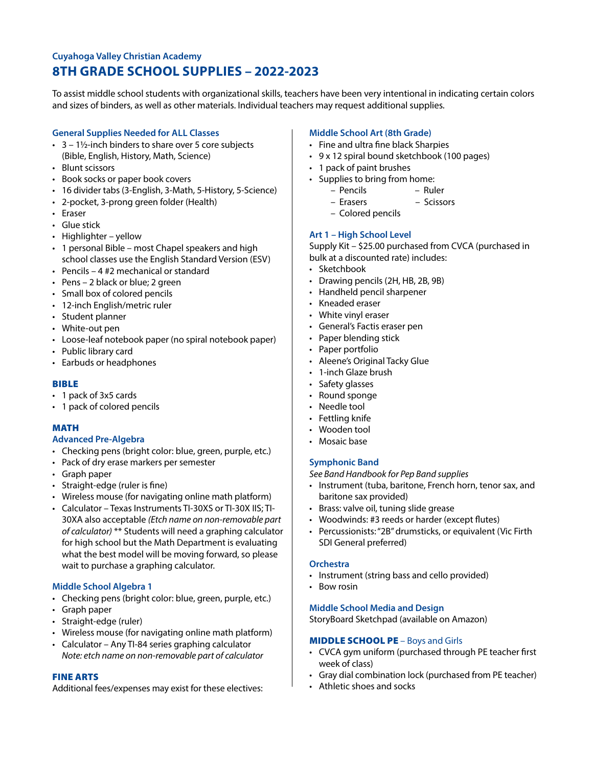### Cuyahoga Valley Christian Academy

# 8TH GRADE SCHOOL SUPPLIES – 2022-2023

To assist middle school students with organizational skills, teachers have been very intentional in indicating certain colors and sizes of binders, as well as other materials. Individual teachers may request additional supplies.

### General Supplies Needed for ALL Classes

- 3 – 1½-inch binders to share over 5 core subjects (Bible, English, History, Math, Science)
- Blunt scissors
- Book socks or paper book covers
- 16 divider tabs (3-English, 3-Math, 5-History, 5-Science)
- 2-pocket, 3-prong green folder (Health)
- Eraser
- Glue stick
- Highlighter – yellow
- 1 personal Bible – most Chapel speakers and high school classes use the English Standard Version (ESV)
- Pencils – 4 #2 mechanical or standard
- Pens – 2 black or blue; 2 green
- Small box of colored pencils
- 12-inch English/metric ruler
- Student planner
- White-out pen
- Loose-leaf notebook paper (no spiral notebook paper)
- Public library card
- Earbuds or headphones

## BIBLE

- 1 pack of 3x5 cards
- 1 pack of colored pencils

## MATH

### Advanced Pre-Algebra

- Checking pens (bright color: blue, green, purple, etc.)
- Pack of dry erase markers per semester
- Graph paper
- Straight-edge (ruler is fine)
- Wireless mouse (for navigating online math platform)
- Calculator – Texas Instruments TI-30XS or TI-30X IIS; TI-30XA also acceptable *(Etch name on non-removable part of calculator)* ** Students will need a graphing calculator for high school but the Math Department is evaluating what the best model will be moving forward, so please wait to purchase a graphing calculator.

### Middle School Algebra 1

- Checking pens (bright color: blue, green, purple, etc.)
- Graph paper
- Straight-edge (ruler)
- Wireless mouse (for navigating online math platform)
- Calculator – Any TI-84 series graphing calculator
  *Note: etch name on non-removable part of calculator*

## FINE ARTS

Additional fees/expenses may exist for these electives:

### Middle School Art (8th Grade)

- Fine and ultra fine black Sharpies
- 9 x 12 spiral bound sketchbook (100 pages)
- 1 pack of paint brushes
- Supplies to bring from home:
  - Pencils
  - Erasers
  - Colored pencils
  - Ruler
  - Scissors

### Art 1 – High School Level

Supply Kit – $25.00 purchased from CVCA (purchased in bulk at a discounted rate) includes:

- Sketchbook
- Drawing pencils (2H, HB, 2B, 9B)
- Handheld pencil sharpener
- Kneaded eraser
- White vinyl eraser
- General's Factis eraser pen
- Paper blending stick
- Paper portfolio
- Aleene's Original Tacky Glue
- 1-inch Glaze brush
- Safety glasses
- Round sponge
- Needle tool
- Fettling knife
- Wooden tool
- Mosaic base

### Symphonic Band

*See Band Handbook for Pep Band supplies*

- Instrument (tuba, baritone, French horn, tenor sax, and baritone sax provided)
- Brass: valve oil, tuning slide grease
- Woodwinds: #3 reeds or harder (except flutes)
- Percussionists: "2B" drumsticks, or equivalent (Vic Firth SDI General preferred)

### Orchestra

- Instrument (string bass and cello provided)
- Bow rosin

### Middle School Media and Design

StoryBoard Sketchpad (available on Amazon)

## MIDDLE SCHOOL PE – Boys and Girls

- CVCA gym uniform (purchased through PE teacher first week of class)
- Gray dial combination lock (purchased from PE teacher)
- Athletic shoes and socks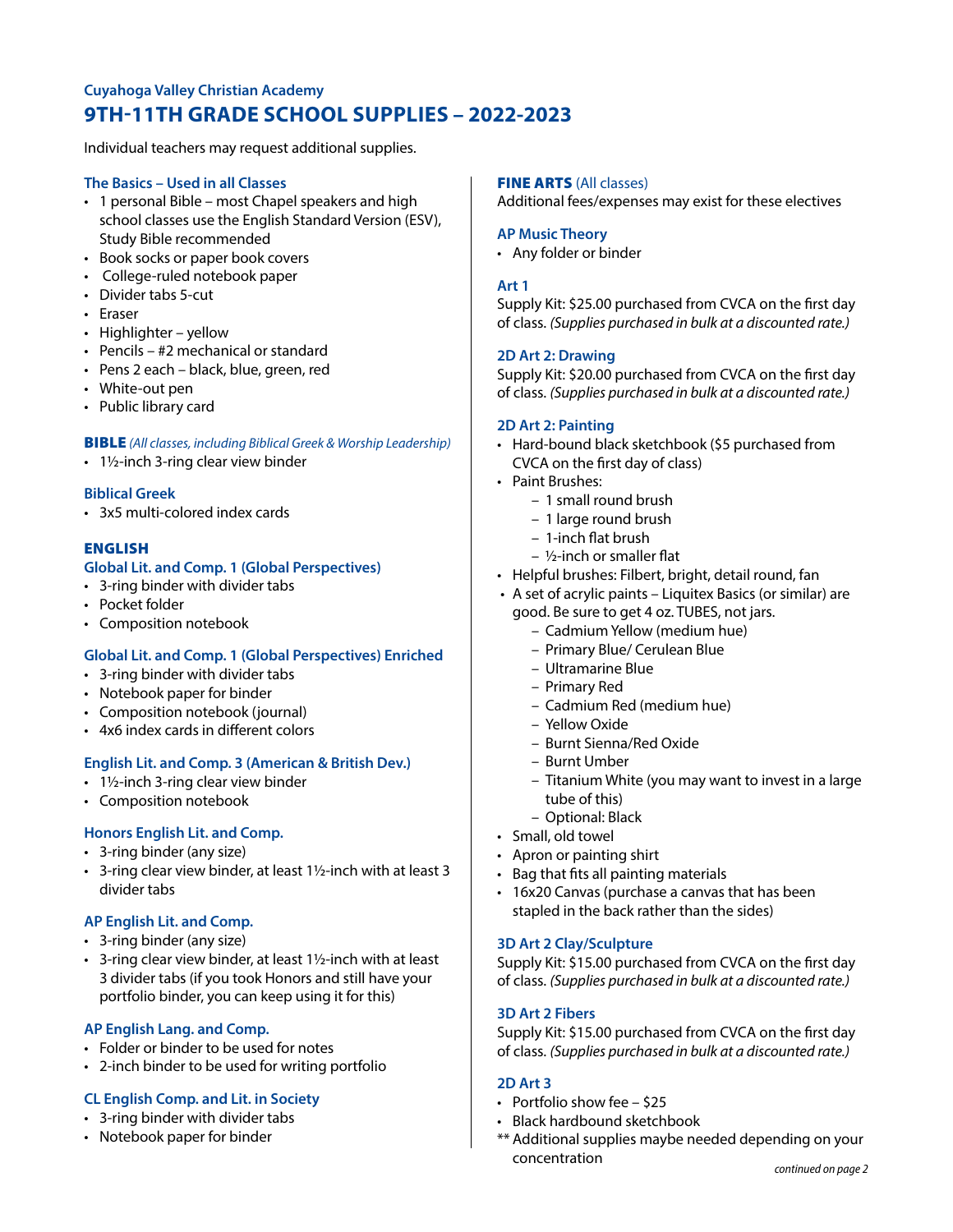Cuyahoga Valley Christian Academy

# 9TH-11TH GRADE SCHOOL SUPPLIES – 2022-2023

Individual teachers may request additional supplies.

### The Basics – Used in all Classes

- 1 personal Bible – most Chapel speakers and high school classes use the English Standard Version (ESV), Study Bible recommended
- Book socks or paper book covers
- College-ruled notebook paper
- Divider tabs 5-cut
- Eraser
- Highlighter – yellow
- Pencils – #2 mechanical or standard
- Pens 2 each – black, blue, green, red
- White-out pen
- Public library card

## BIBLE *(All classes, including Biblical Greek & Worship Leadership)*

- 1½-inch 3-ring clear view binder

### Biblical Greek

- 3x5 multi-colored index cards

## ENGLISH

### Global Lit. and Comp. 1 (Global Perspectives)

- 3-ring binder with divider tabs
- Pocket folder
- Composition notebook

### Global Lit. and Comp. 1 (Global Perspectives) Enriched

- 3-ring binder with divider tabs
- Notebook paper for binder
- Composition notebook (journal)
- 4x6 index cards in different colors

### English Lit. and Comp. 3 (American & British Dev.)

- 1½-inch 3-ring clear view binder
- Composition notebook

### Honors English Lit. and Comp.

- 3-ring binder (any size)
- 3-ring clear view binder, at least 1½-inch with at least 3 divider tabs

### AP English Lit. and Comp.

- 3-ring binder (any size)
- 3-ring clear view binder, at least 1½-inch with at least 3 divider tabs (if you took Honors and still have your portfolio binder, you can keep using it for this)

### AP English Lang. and Comp.

- Folder or binder to be used for notes
- 2-inch binder to be used for writing portfolio

### CL English Comp. and Lit. in Society

- 3-ring binder with divider tabs
- Notebook paper for binder

## FINE ARTS (All classes)

Additional fees/expenses may exist for these electives

### AP Music Theory

- Any folder or binder

### Art 1

Supply Kit: $25.00 purchased from CVCA on the first day of class. *(Supplies purchased in bulk at a discounted rate.)*

### 2D Art 2: Drawing

Supply Kit: $20.00 purchased from CVCA on the first day of class. *(Supplies purchased in bulk at a discounted rate.)*

### 2D Art 2: Painting

- Hard-bound black sketchbook ($5 purchased from CVCA on the first day of class)
- Paint Brushes:
  - 1 small round brush
  - 1 large round brush
  - 1-inch flat brush
  - ½-inch or smaller flat
- Helpful brushes: Filbert, bright, detail round, fan
- A set of acrylic paints – Liquitex Basics (or similar) are good. Be sure to get 4 oz. TUBES, not jars.
  - Cadmium Yellow (medium hue)
  - Primary Blue/ Cerulean Blue
  - Ultramarine Blue
  - Primary Red
  - Cadmium Red (medium hue)
  - Yellow Oxide
  - Burnt Sienna/Red Oxide
  - Burnt Umber
  - Titanium White (you may want to invest in a large tube of this)
  - Optional: Black
- Small, old towel
- Apron or painting shirt
- Bag that fits all painting materials
- 16x20 Canvas (purchase a canvas that has been stapled in the back rather than the sides)

### 3D Art 2 Clay/Sculpture

Supply Kit: $15.00 purchased from CVCA on the first day of class. *(Supplies purchased in bulk at a discounted rate.)*

### 3D Art 2 Fibers

Supply Kit: $15.00 purchased from CVCA on the first day of class. *(Supplies purchased in bulk at a discounted rate.)*

### 2D Art 3

- Portfolio show fee – $25
- Black hardbound sketchbook

** Additional supplies maybe needed depending on your concentration

*continued on page 2*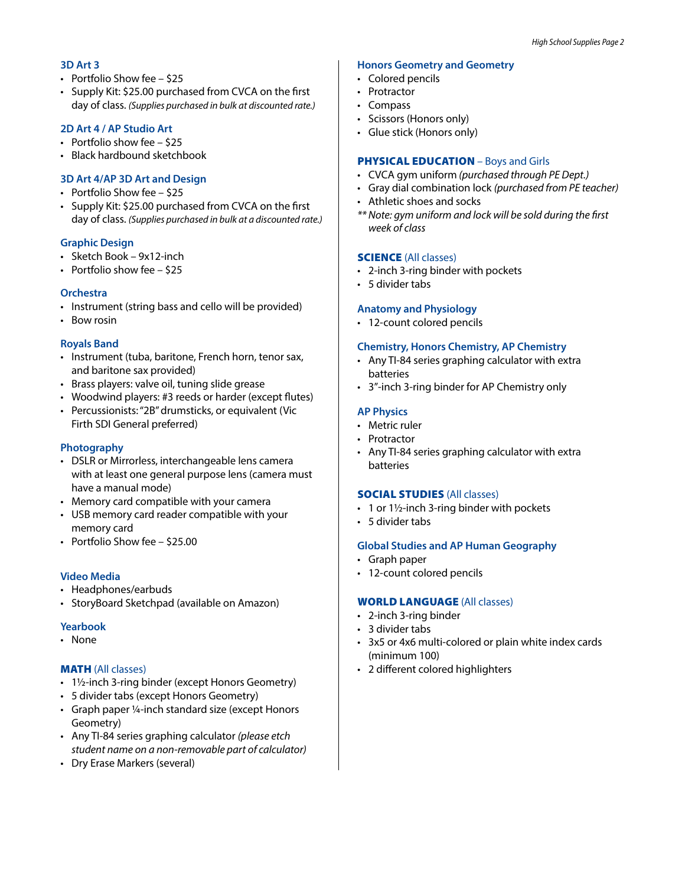### 3D Art 3

- Portfolio Show fee – $25
- Supply Kit: $25.00 purchased from CVCA on the first day of class. *(Supplies purchased in bulk at discounted rate.)*

### 2D Art 4 / AP Studio Art

- Portfolio show fee – $25
- Black hardbound sketchbook

### 3D Art 4/AP 3D Art and Design

- Portfolio Show fee – $25
- Supply Kit: $25.00 purchased from CVCA on the first day of class. *(Supplies purchased in bulk at a discounted rate.)*

### Graphic Design

- Sketch Book – 9x12-inch
- Portfolio show fee – $25

### Orchestra

- Instrument (string bass and cello will be provided)
- Bow rosin

### Royals Band

- Instrument (tuba, baritone, French horn, tenor sax, and baritone sax provided)
- Brass players: valve oil, tuning slide grease
- Woodwind players: #3 reeds or harder (except flutes)
- Percussionists: "2B" drumsticks, or equivalent (Vic Firth SDI General preferred)

### Photography

- DSLR or Mirrorless, interchangeable lens camera with at least one general purpose lens (camera must have a manual mode)
- Memory card compatible with your camera
- USB memory card reader compatible with your memory card
- Portfolio Show fee – $25.00

### Video Media

- Headphones/earbuds
- StoryBoard Sketchpad (available on Amazon)

### Yearbook

- None

## MATH (All classes)

- 1½-inch 3-ring binder (except Honors Geometry)
- 5 divider tabs (except Honors Geometry)
- Graph paper ¼-inch standard size (except Honors Geometry)
- Any TI-84 series graphing calculator *(please etch student name on a non-removable part of calculator)*
- Dry Erase Markers (several)

### Honors Geometry and Geometry

- Colored pencils
- Protractor
- Compass
- Scissors (Honors only)
- Glue stick (Honors only)

## PHYSICAL EDUCATION – Boys and Girls

- CVCA gym uniform *(purchased through PE Dept.)*
- Gray dial combination lock *(purchased from PE teacher)*
- Athletic shoes and socks

*** Note: gym uniform and lock will be sold during the first week of class*

## SCIENCE (All classes)

- 2-inch 3-ring binder with pockets
- 5 divider tabs

### Anatomy and Physiology

- 12-count colored pencils

### Chemistry, Honors Chemistry, AP Chemistry

- Any TI-84 series graphing calculator with extra batteries
- 3"-inch 3-ring binder for AP Chemistry only

### AP Physics

- Metric ruler
- Protractor
- Any TI-84 series graphing calculator with extra batteries

## SOCIAL STUDIES (All classes)

- 1 or 1½-inch 3-ring binder with pockets
- 5 divider tabs

### Global Studies and AP Human Geography

- Graph paper
- 12-count colored pencils

## WORLD LANGUAGE (All classes)

- 2-inch 3-ring binder
- 3 divider tabs
- 3x5 or 4x6 multi-colored or plain white index cards (minimum 100)
- 2 different colored highlighters